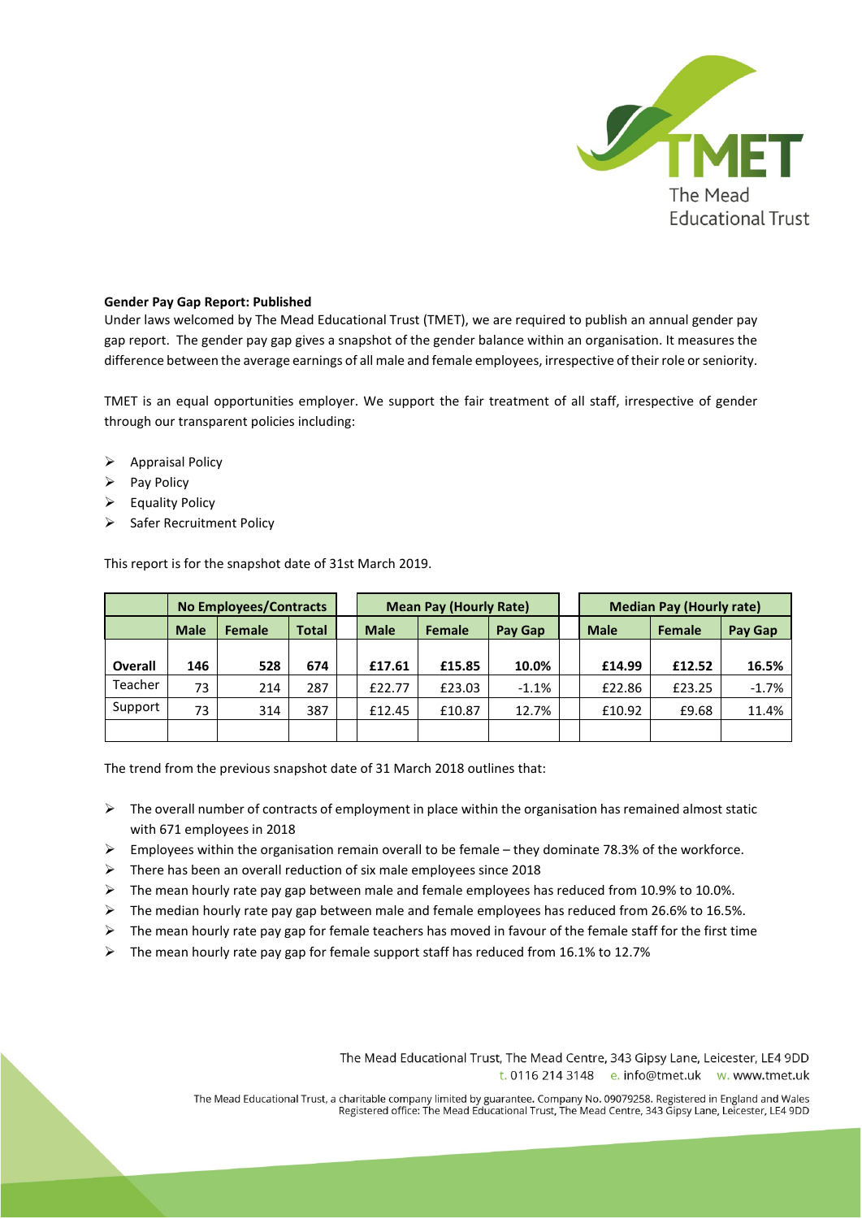**Gender Pay Gap Report: Published**

Under laws welcomed by The Mead Educational Trust (TMET), we are required to publish an annual gender pay gap report. The gender pay gap gives a snapshot of the gender balance within an organisation. It measures the difference between the average earnings of all male and female employees, irrespective of their role or seniority.

TMET is an equal opportunities employer. We support the fair treatment of all staff, irrespective of gender through our transparent policies including:

- Appraisal Policy
- Pay Policy
- Equality Policy
- Safer Recruitment Policy

This report is for the snapshot date of 31st March 2019.

| | No Employees/Contracts | | | | Mean Pay (Hourly Rate) | | | | Median Pay (Hourly rate) | | |
|---|---|---|---|---|---|---|---|---|---|---|---|
| | Male | Female | Total | | Male | Female | Pay Gap | | Male | Female | Pay Gap |
| **Overall** | **146** | **528** | **674** | | **£17.61** | **£15.85** | **10.0%** | | **£14.99** | **£12.52** | **16.5%** |
| Teacher | 73 | 214 | 287 | | £22.77 | £23.03 | -1.1% | | £22.86 | £23.25 | -1.7% |
| Support | 73 | 314 | 387 | | £12.45 | £10.87 | 12.7% | | £10.92 | £9.68 | 11.4% |
| | | | | | | | | | | | |

The trend from the previous snapshot date of 31 March 2018 outlines that:

- The overall number of contracts of employment in place within the organisation has remained almost static with 671 employees in 2018
- Employees within the organisation remain overall to be female – they dominate 78.3% of the workforce.
- There has been an overall reduction of six male employees since 2018
- The mean hourly rate pay gap between male and female employees has reduced from 10.9% to 10.0%.
- The median hourly rate pay gap between male and female employees has reduced from 26.6% to 16.5%.
- The mean hourly rate pay gap for female teachers has moved in favour of the female staff for the first time
- The mean hourly rate pay gap for female support staff has reduced from 16.1% to 12.7%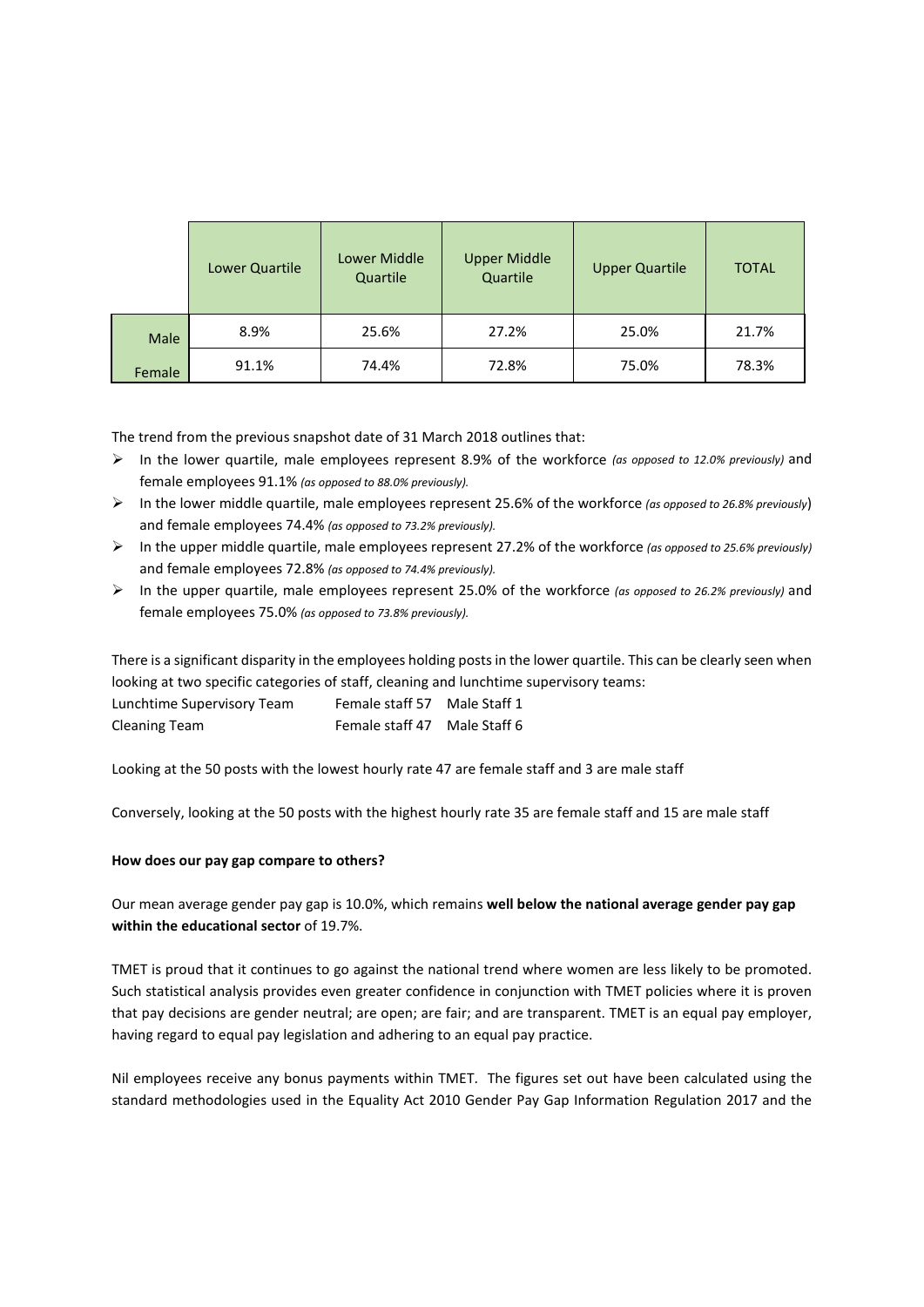| | Lower Quartile | Lower Middle Quartile | Upper Middle Quartile | Upper Quartile | TOTAL |
|---|---|---|---|---|---|
| Male | 8.9% | 25.6% | 27.2% | 25.0% | 21.7% |
| Female | 91.1% | 74.4% | 72.8% | 75.0% | 78.3% |

The trend from the previous snapshot date of 31 March 2018 outlines that:

- In the lower quartile, male employees represent 8.9% of the workforce *(as opposed to 12.0% previously)* and female employees 91.1% *(as opposed to 88.0% previously).*
- In the lower middle quartile, male employees represent 25.6% of the workforce *(as opposed to 26.8% previously)* and female employees 74.4% *(as opposed to 73.2% previously).*
- In the upper middle quartile, male employees represent 27.2% of the workforce *(as opposed to 25.6% previously)* and female employees 72.8% *(as opposed to 74.4% previously).*
- In the upper quartile, male employees represent 25.0% of the workforce *(as opposed to 26.2% previously)* and female employees 75.0% *(as opposed to 73.8% previously).*

There is a significant disparity in the employees holding posts in the lower quartile. This can be clearly seen when looking at two specific categories of staff, cleaning and lunchtime supervisory teams:

| | | |
|---|---|---|
| Lunchtime Supervisory Team | Female staff 57 | Male Staff 1 |
| Cleaning Team | Female staff 47 | Male Staff 6 |

Looking at the 50 posts with the lowest hourly rate 47 are female staff and 3 are male staff

Conversely, looking at the 50 posts with the highest hourly rate 35 are female staff and 15 are male staff

**How does our pay gap compare to others?**

Our mean average gender pay gap is 10.0%, which remains **well below the national average gender pay gap within the educational sector** of 19.7%.

TMET is proud that it continues to go against the national trend where women are less likely to be promoted. Such statistical analysis provides even greater confidence in conjunction with TMET policies where it is proven that pay decisions are gender neutral; are open; are fair; and are transparent. TMET is an equal pay employer, having regard to equal pay legislation and adhering to an equal pay practice.

Nil employees receive any bonus payments within TMET. The figures set out have been calculated using the standard methodologies used in the Equality Act 2010 Gender Pay Gap Information Regulation 2017 and the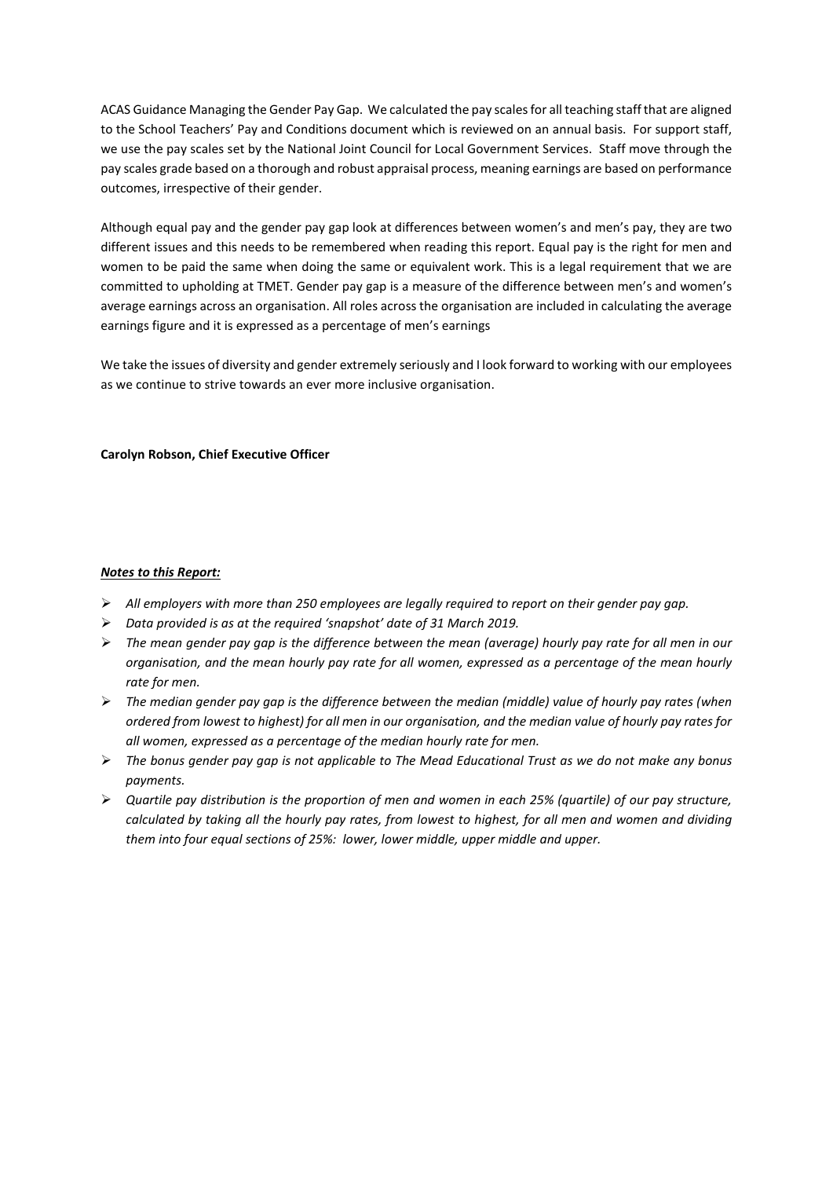ACAS Guidance Managing the Gender Pay Gap. We calculated the pay scales for all teaching staff that are aligned to the School Teachers' Pay and Conditions document which is reviewed on an annual basis. For support staff, we use the pay scales set by the National Joint Council for Local Government Services. Staff move through the pay scales grade based on a thorough and robust appraisal process, meaning earnings are based on performance outcomes, irrespective of their gender.

Although equal pay and the gender pay gap look at differences between women's and men's pay, they are two different issues and this needs to be remembered when reading this report. Equal pay is the right for men and women to be paid the same when doing the same or equivalent work. This is a legal requirement that we are committed to upholding at TMET. Gender pay gap is a measure of the difference between men's and women's average earnings across an organisation. All roles across the organisation are included in calculating the average earnings figure and it is expressed as a percentage of men's earnings

We take the issues of diversity and gender extremely seriously and I look forward to working with our employees as we continue to strive towards an ever more inclusive organisation.

**Carolyn Robson, Chief Executive Officer**

***Notes to this Report:***

- *All employers with more than 250 employees are legally required to report on their gender pay gap.*
- *Data provided is as at the required 'snapshot' date of 31 March 2019.*
- *The mean gender pay gap is the difference between the mean (average) hourly pay rate for all men in our organisation, and the mean hourly pay rate for all women, expressed as a percentage of the mean hourly rate for men.*
- *The median gender pay gap is the difference between the median (middle) value of hourly pay rates (when ordered from lowest to highest) for all men in our organisation, and the median value of hourly pay rates for all women, expressed as a percentage of the median hourly rate for men.*
- *The bonus gender pay gap is not applicable to The Mead Educational Trust as we do not make any bonus payments.*
- *Quartile pay distribution is the proportion of men and women in each 25% (quartile) of our pay structure, calculated by taking all the hourly pay rates, from lowest to highest, for all men and women and dividing them into four equal sections of 25%: lower, lower middle, upper middle and upper.*